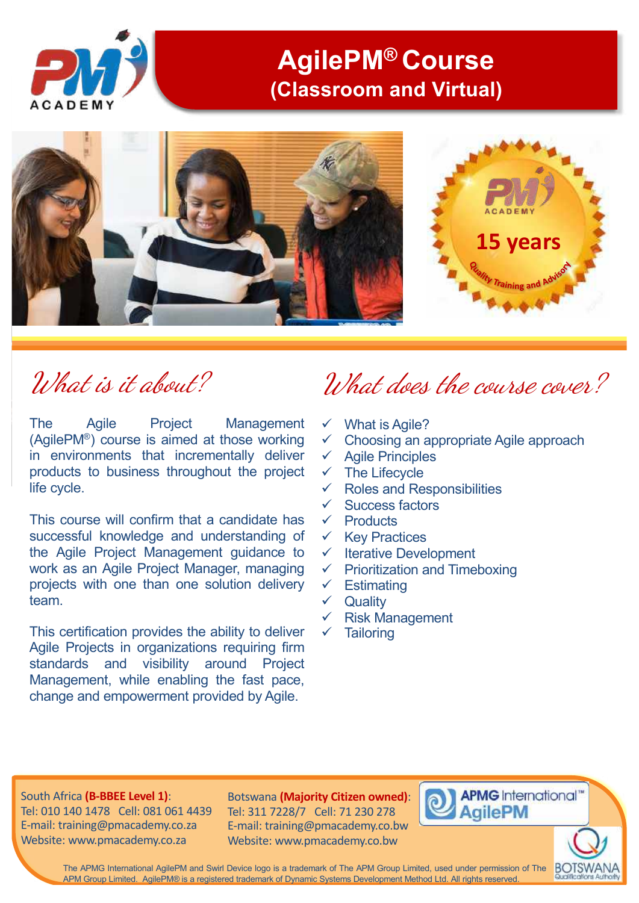PM ACADEMY

# AgilePM® Course
## (Classroom and Virtual)

PM ACADEMY
15 years
Quality Training and Advisory

## What is it about?

The Agile Project Management (AgilePM®) course is aimed at those working in environments that incrementally deliver products to business throughout the project life cycle.

This course will confirm that a candidate has successful knowledge and understanding of the Agile Project Management guidance to work as an Agile Project Manager, managing projects with one than one solution delivery team.

This certification provides the ability to deliver Agile Projects in organizations requiring firm standards and visibility around Project Management, while enabling the fast pace, change and empowerment provided by Agile.

## What does the course cover?

- ✓ What is Agile?
- ✓ Choosing an appropriate Agile approach
- ✓ Agile Principles
- ✓ The Lifecycle
- ✓ Roles and Responsibilities
- ✓ Success factors
- ✓ Products
- ✓ Key Practices
- ✓ Iterative Development
- ✓ Prioritization and Timeboxing
- ✓ Estimating
- ✓ Quality
- ✓ Risk Management
- ✓ Tailoring

South Africa **(B-BBEE Level 1)**:
Tel: 010 140 1478 Cell: 081 061 4439
E-mail: training@pmacademy.co.za
Website: www.pmacademy.co.za

Botswana **(Majority Citizen owned)**:
Tel: 311 7228/7 Cell: 71 230 278
E-mail: training@pmacademy.co.bw
Website: www.pmacademy.co.bw

APMG International™ AgilePM

BOTSWANA Qualifications Authority

The APMG International AgilePM and Swirl Device logo is a trademark of The APM Group Limited, used under permission of The APM Group Limited. AgilePM® is a registered trademark of Dynamic Systems Development Method Ltd. All rights reserved.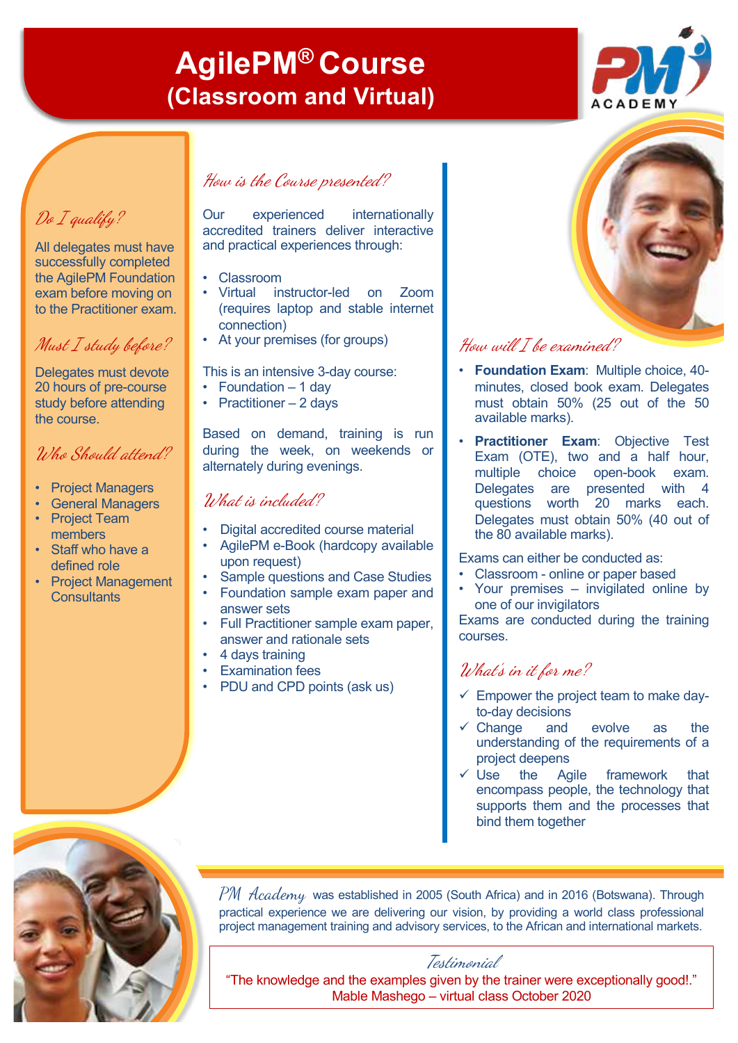# AgilePM® Course
## (Classroom and Virtual)

PM ACADEMY

### Do I qualify?

All delegates must have successfully completed the AgilePM Foundation exam before moving on to the Practitioner exam.

### Must I study before?

Delegates must devote 20 hours of pre-course study before attending the course.

### Who Should attend?

- Project Managers
- General Managers
- Project Team members
- Staff who have a defined role
- Project Management Consultants

### How is the Course presented?

Our experienced internationally accredited trainers deliver interactive and practical experiences through:

- Classroom
- Virtual instructor-led on Zoom (requires laptop and stable internet connection)
- At your premises (for groups)

This is an intensive 3-day course:
- Foundation – 1 day
- Practitioner – 2 days

Based on demand, training is run during the week, on weekends or alternately during evenings.

### What is included?

- Digital accredited course material
- AgilePM e-Book (hardcopy available upon request)
- Sample questions and Case Studies
- Foundation sample exam paper and answer sets
- Full Practitioner sample exam paper, answer and rationale sets
- 4 days training
- Examination fees
- PDU and CPD points (ask us)

### How will I be examined?

- **Foundation Exam**: Multiple choice, 40-minutes, closed book exam. Delegates must obtain 50% (25 out of the 50 available marks).
- **Practitioner Exam**: Objective Test Exam (OTE), two and a half hour, multiple choice open-book exam. Delegates are presented with 4 questions worth 20 marks each. Delegates must obtain 50% (40 out of the 80 available marks).

Exams can either be conducted as:
- Classroom - online or paper based
- Your premises – invigilated online by one of our invigilators

Exams are conducted during the training courses.

### What's in it for me?

- ✓ Empower the project team to make day-to-day decisions
- ✓ Change and evolve as the understanding of the requirements of a project deepens
- ✓ Use the Agile framework that encompass people, the technology that supports them and the processes that bind them together

*PM Academy* was established in 2005 (South Africa) and in 2016 (Botswana). Through practical experience we are delivering our vision, by providing a world class professional project management training and advisory services, to the African and international markets.

*Testimonial*

"The knowledge and the examples given by the trainer were exceptionally good!."
Mable Mashego – virtual class October 2020